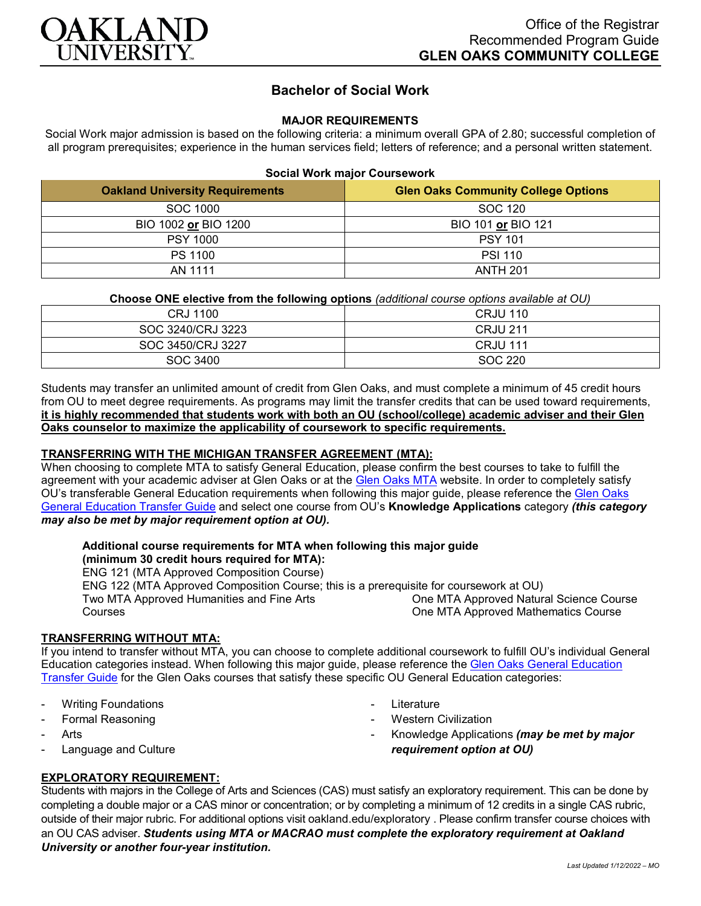Office of the Registrar
Recommended Program Guide
**GLEN OAKS COMMUNITY COLLEGE**

# Bachelor of Social Work

## MAJOR REQUIREMENTS

Social Work major admission is based on the following criteria: a minimum overall GPA of 2.80; successful completion of all program prerequisites; experience in the human services field; letters of reference; and a personal written statement.

**Social Work major Coursework**

| Oakland University Requirements | Glen Oaks Community College Options |
|---|---|
| SOC 1000 | SOC 120 |
| BIO 1002 **or** BIO 1200 | BIO 101 **or** BIO 121 |
| PSY 1000 | PSY 101 |
| PS 1100 | PSI 110 |
| AN 1111 | ANTH 201 |

**Choose ONE elective from the following options** *(additional course options available at OU)*

| | |
|---|---|
| CRJ 1100 | CRJU 110 |
| SOC 3240/CRJ 3223 | CRJU 211 |
| SOC 3450/CRJ 3227 | CRJU 111 |
| SOC 3400 | SOC 220 |

Students may transfer an unlimited amount of credit from Glen Oaks, and must complete a minimum of 45 credit hours from OU to meet degree requirements. As programs may limit the transfer credits that can be used toward requirements, **it is highly recommended that students work with both an OU (school/college) academic adviser and their Glen Oaks counselor to maximize the applicability of coursework to specific requirements.**

### TRANSFERRING WITH THE MICHIGAN TRANSFER AGREEMENT (MTA):

When choosing to complete MTA to satisfy General Education, please confirm the best courses to take to fulfill the agreement with your academic adviser at Glen Oaks or at the Glen Oaks MTA website. In order to completely satisfy OU's transferable General Education requirements when following this major guide, please reference the Glen Oaks General Education Transfer Guide and select one course from OU's **Knowledge Applications** category ***(this category may also be met by major requirement option at OU).***

**Additional course requirements for MTA when following this major guide (minimum 30 credit hours required for MTA):**

ENG 121 (MTA Approved Composition Course)
ENG 122 (MTA Approved Composition Course; this is a prerequisite for coursework at OU)
Two MTA Approved Humanities and Fine Arts Courses
One MTA Approved Natural Science Course
One MTA Approved Mathematics Course

### TRANSFERRING WITHOUT MTA:

If you intend to transfer without MTA, you can choose to complete additional coursework to fulfill OU's individual General Education categories instead. When following this major guide, please reference the Glen Oaks General Education Transfer Guide for the Glen Oaks courses that satisfy these specific OU General Education categories:

- Writing Foundations
- Formal Reasoning
- Arts
- Language and Culture
- Literature
- Western Civilization
- Knowledge Applications ***(may be met by major requirement option at OU)***

### EXPLORATORY REQUIREMENT:

Students with majors in the College of Arts and Sciences (CAS) must satisfy an exploratory requirement. This can be done by completing a double major or a CAS minor or concentration; or by completing a minimum of 12 credits in a single CAS rubric, outside of their major rubric. For additional options visit oakland.edu/exploratory . Please confirm transfer course choices with an OU CAS adviser. ***Students using MTA or MACRAO must complete the exploratory requirement at Oakland University or another four-year institution.***

*Last Updated 1/12/2022 – MO*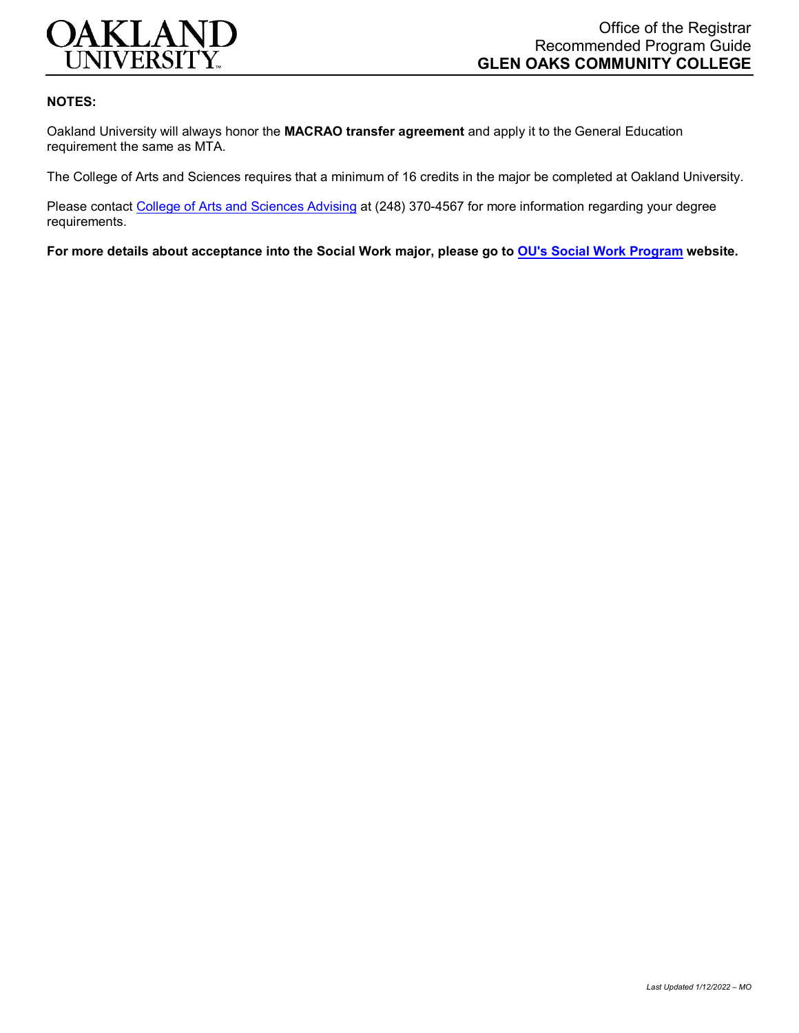**NOTES:**

Oakland University will always honor the **MACRAO transfer agreement** and apply it to the General Education requirement the same as MTA.

The College of Arts and Sciences requires that a minimum of 16 credits in the major be completed at Oakland University.

Please contact College of Arts and Sciences Advising at (248) 370-4567 for more information regarding your degree requirements.

**For more details about acceptance into the Social Work major, please go to OU's Social Work Program website.**

*Last Updated 1/12/2022 – MO*